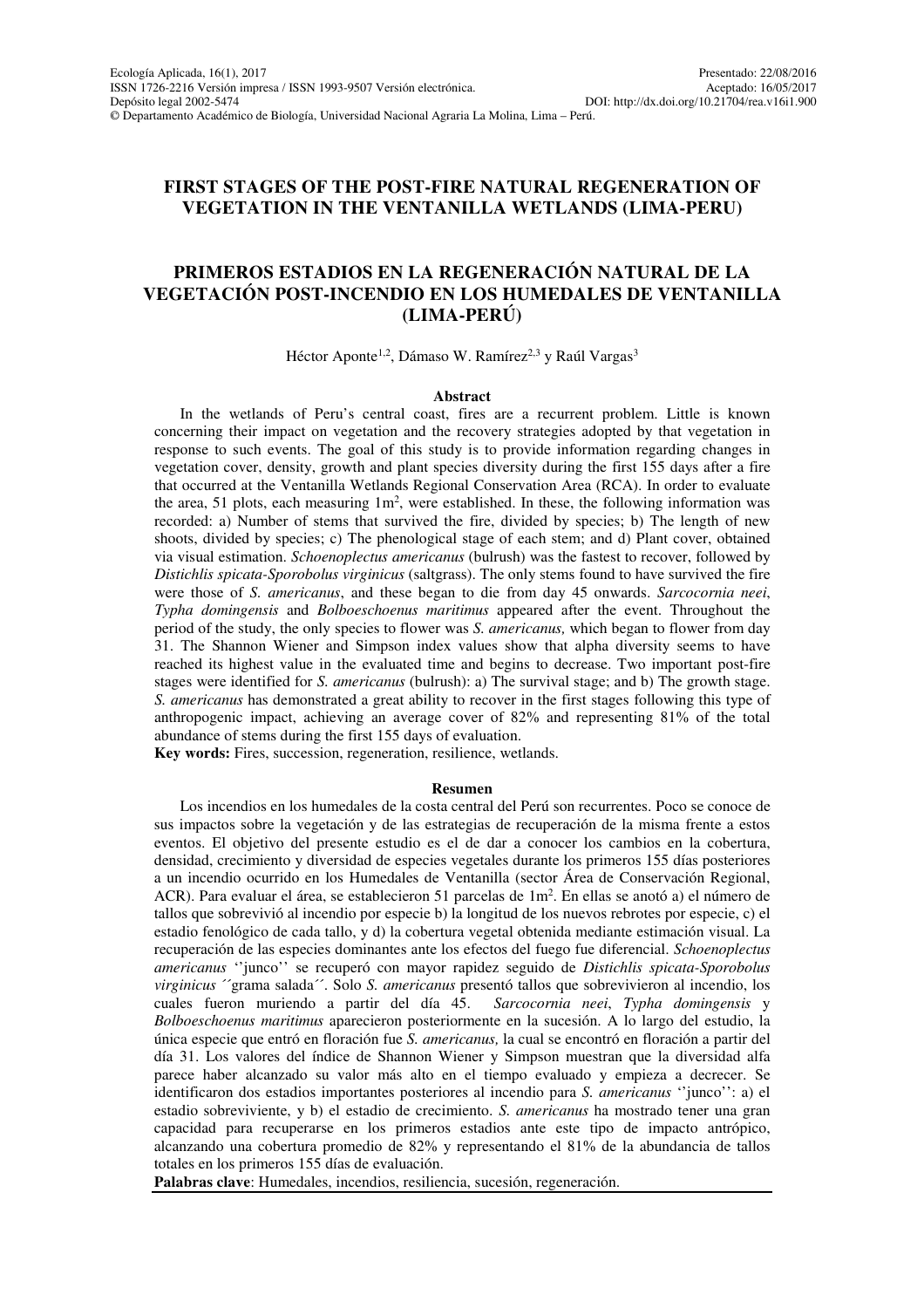Ecología Aplicada, 16(1), 2017
ISSN 1726-2216 Versión impresa / ISSN 1993-9507 Versión electrónica.
Depósito legal 2002-5474
© Departamento Académico de Biología, Universidad Nacional Agraria La Molina, Lima – Perú.

Presentado: 22/08/2016
Aceptado: 16/05/2017
DOI: http://dx.doi.org/10.21704/rea.v16i1.900

# FIRST STAGES OF THE POST-FIRE NATURAL REGENERATION OF VEGETATION IN THE VENTANILLA WETLANDS (LIMA-PERU)

# PRIMEROS ESTADIOS EN LA REGENERACIÓN NATURAL DE LA VEGETACIÓN POST-INCENDIO EN LOS HUMEDALES DE VENTANILLA (LIMA-PERÚ)

Héctor Aponte[1,2], Dámaso W. Ramírez[2,3] y Raúl Vargas[3]

## Abstract

In the wetlands of Peru's central coast, fires are a recurrent problem. Little is known concerning their impact on vegetation and the recovery strategies adopted by that vegetation in response to such events. The goal of this study is to provide information regarding changes in vegetation cover, density, growth and plant species diversity during the first 155 days after a fire that occurred at the Ventanilla Wetlands Regional Conservation Area (RCA). In order to evaluate the area, 51 plots, each measuring 1m$^2$, were established. In these, the following information was recorded: a) Number of stems that survived the fire, divided by species; b) The length of new shoots, divided by species; c) The phenological stage of each stem; and d) Plant cover, obtained via visual estimation. *Schoenoplectus americanus* (bulrush) was the fastest to recover, followed by *Distichlis spicata-Sporobolus virginicus* (saltgrass). The only stems found to have survived the fire were those of *S. americanus*, and these began to die from day 45 onwards. *Sarcocornia neei*, *Typha domingensis* and *Bolboeschoenus maritimus* appeared after the event. Throughout the period of the study, the only species to flower was *S. americanus,* which began to flower from day 31. The Shannon Wiener and Simpson index values show that alpha diversity seems to have reached its highest value in the evaluated time and begins to decrease. Two important post-fire stages were identified for *S. americanus* (bulrush): a) The survival stage; and b) The growth stage. *S. americanus* has demonstrated a great ability to recover in the first stages following this type of anthropogenic impact, achieving an average cover of 82% and representing 81% of the total abundance of stems during the first 155 days of evaluation.

**Key words:** Fires, succession, regeneration, resilience, wetlands.

## Resumen

Los incendios en los humedales de la costa central del Perú son recurrentes. Poco se conoce de sus impactos sobre la vegetación y de las estrategias de recuperación de la misma frente a estos eventos. El objetivo del presente estudio es el de dar a conocer los cambios en la cobertura, densidad, crecimiento y diversidad de especies vegetales durante los primeros 155 días posteriores a un incendio ocurrido en los Humedales de Ventanilla (sector Área de Conservación Regional, ACR). Para evaluar el área, se establecieron 51 parcelas de 1m$^2$. En ellas se anotó a) el número de tallos que sobrevivió al incendio por especie b) la longitud de los nuevos rebrotes por especie, c) el estadio fenológico de cada tallo, y d) la cobertura vegetal obtenida mediante estimación visual. La recuperación de las especies dominantes ante los efectos del fuego fue diferencial. *Schoenoplectus americanus* ''junco'' se recuperó con mayor rapidez seguido de *Distichlis spicata-Sporobolus virginicus* ´´grama salada´´. Solo *S. americanus* presentó tallos que sobrevivieron al incendio, los cuales fueron muriendo a partir del día 45. *Sarcocornia neei*, *Typha domingensis* y *Bolboeschoenus maritimus* aparecieron posteriormente en la sucesión. A lo largo del estudio, la única especie que entró en floración fue *S. americanus,* la cual se encontró en floración a partir del día 31. Los valores del índice de Shannon Wiener y Simpson muestran que la diversidad alfa parece haber alcanzado su valor más alto en el tiempo evaluado y empieza a decrecer. Se identificaron dos estadios importantes posteriores al incendio para *S. americanus* ''junco'': a) el estadio sobreviviente, y b) el estadio de crecimiento. *S. americanus* ha mostrado tener una gran capacidad para recuperarse en los primeros estadios ante este tipo de impacto antrópico, alcanzando una cobertura promedio de 82% y representando el 81% de la abundancia de tallos totales en los primeros 155 días de evaluación.

**Palabras clave**: Humedales, incendios, resiliencia, sucesión, regeneración.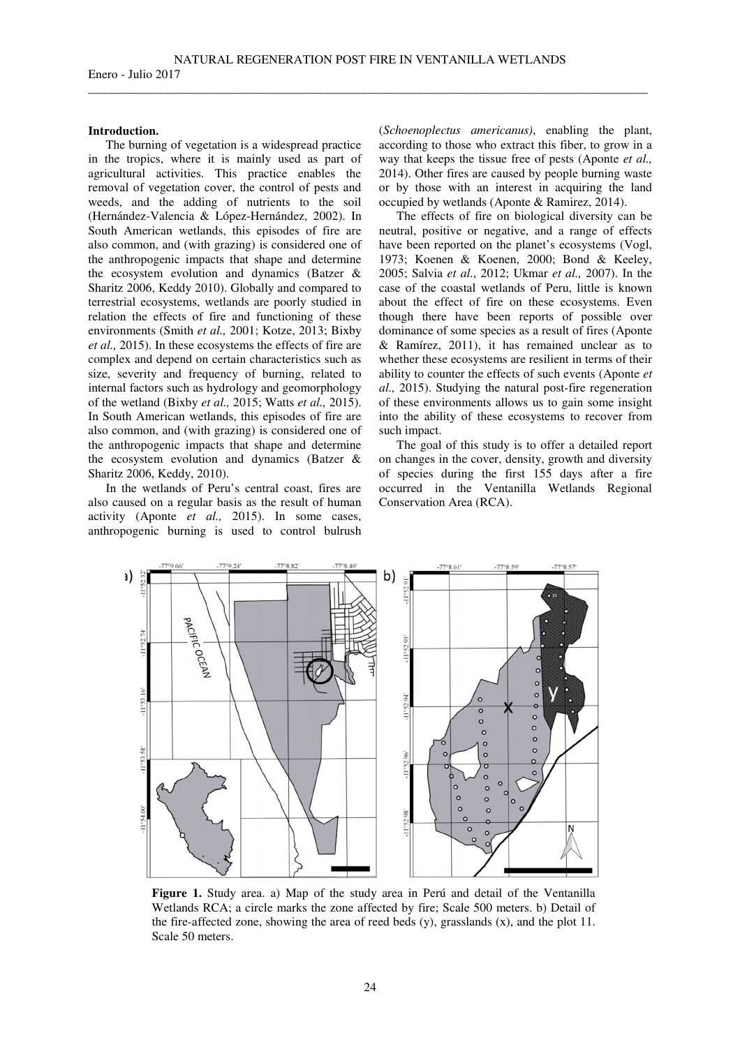## Introduction.

The burning of vegetation is a widespread practice in the tropics, where it is mainly used as part of agricultural activities. This practice enables the removal of vegetation cover, the control of pests and weeds, and the adding of nutrients to the soil (Hernández-Valencia & López-Hernández, 2002). In South American wetlands, this episodes of fire are also common, and (with grazing) is considered one of the anthropogenic impacts that shape and determine the ecosystem evolution and dynamics (Batzer & Sharitz 2006, Keddy 2010). Globally and compared to terrestrial ecosystems, wetlands are poorly studied in relation the effects of fire and functioning of these environments (Smith *et al.,* 2001; Kotze, 2013; Bixby *et al.,* 2015). In these ecosystems the effects of fire are complex and depend on certain characteristics such as size, severity and frequency of burning, related to internal factors such as hydrology and geomorphology of the wetland (Bixby *et al.,* 2015; Watts *et al.,* 2015). In South American wetlands, this episodes of fire are also common, and (with grazing) is considered one of the anthropogenic impacts that shape and determine the ecosystem evolution and dynamics (Batzer & Sharitz 2006, Keddy, 2010).

In the wetlands of Peru's central coast, fires are also caused on a regular basis as the result of human activity (Aponte *et al.,* 2015). In some cases, anthropogenic burning is used to control bulrush (*Schoenoplectus americanus*), enabling the plant, according to those who extract this fiber, to grow in a way that keeps the tissue free of pests (Aponte *et al.,* 2014). Other fires are caused by people burning waste or by those with an interest in acquiring the land occupied by wetlands (Aponte & Ramirez, 2014).

The effects of fire on biological diversity can be neutral, positive or negative, and a range of effects have been reported on the planet's ecosystems (Vogl, 1973; Koenen & Koenen, 2000; Bond & Keeley, 2005; Salvia *et al.*, 2012; Ukmar *et al.,* 2007). In the case of the coastal wetlands of Peru, little is known about the effect of fire on these ecosystems. Even though there have been reports of possible over dominance of some species as a result of fires (Aponte & Ramírez, 2011), it has remained unclear as to whether these ecosystems are resilient in terms of their ability to counter the effects of such events (Aponte *et al.,* 2015). Studying the natural post-fire regeneration of these environments allows us to gain some insight into the ability of these ecosystems to recover from such impact.

The goal of this study is to offer a detailed report on changes in the cover, density, growth and diversity of species during the first 155 days after a fire occurred in the Ventanilla Wetlands Regional Conservation Area (RCA).

**Figure 1.** Study area. a) Map of the study area in Perú and detail of the Ventanilla Wetlands RCA; a circle marks the zone affected by fire; Scale 500 meters. b) Detail of the fire-affected zone, showing the area of reed beds (y), grasslands (x), and the plot 11. Scale 50 meters.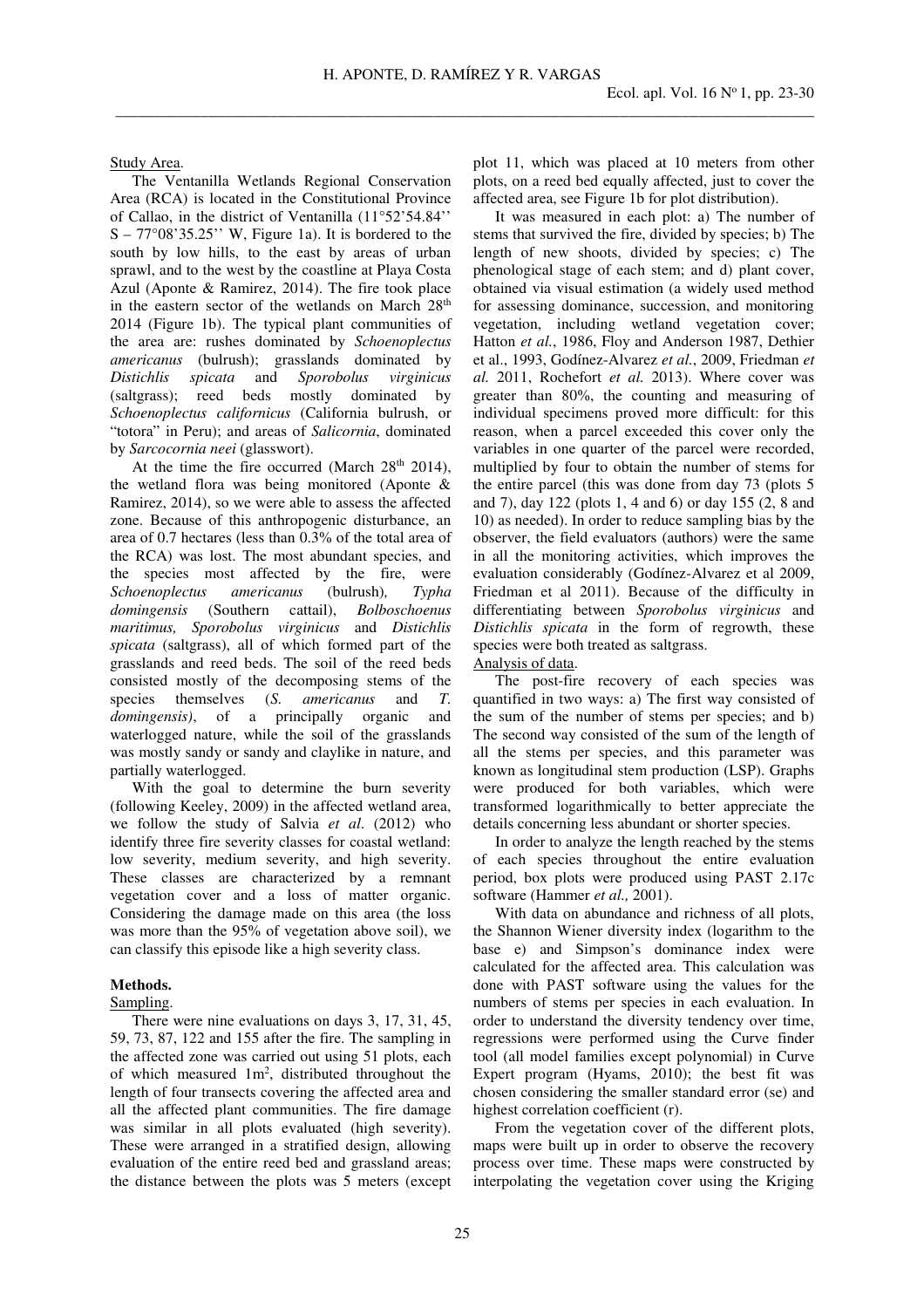Study Area.

The Ventanilla Wetlands Regional Conservation Area (RCA) is located in the Constitutional Province of Callao, in the district of Ventanilla (11°52'54.84'' S – 77°08'35.25'' W, Figure 1a). It is bordered to the south by low hills, to the east by areas of urban sprawl, and to the west by the coastline at Playa Costa Azul (Aponte & Ramirez, 2014). The fire took place in the eastern sector of the wetlands on March 28th 2014 (Figure 1b). The typical plant communities of the area are: rushes dominated by *Schoenoplectus americanus* (bulrush); grasslands dominated by *Distichlis spicata* and *Sporobolus virginicus* (saltgrass); reed beds mostly dominated by *Schoenoplectus californicus* (California bulrush, or "totora" in Peru); and areas of *Salicornia*, dominated by *Sarcocornia neei* (glasswort).

At the time the fire occurred (March 28th 2014), the wetland flora was being monitored (Aponte & Ramirez, 2014), so we were able to assess the affected zone. Because of this anthropogenic disturbance, an area of 0.7 hectares (less than 0.3% of the total area of the RCA) was lost. The most abundant species, and the species most affected by the fire, were *Schoenoplectus americanus* (bulrush), *Typha domingensis* (Southern cattail), *Bolboschoenus maritimus, Sporobolus virginicus* and *Distichlis spicata* (saltgrass), all of which formed part of the grasslands and reed beds. The soil of the reed beds consisted mostly of the decomposing stems of the species themselves (*S. americanus* and *T. domingensis)*, of a principally organic and waterlogged nature, while the soil of the grasslands was mostly sandy or sandy and claylike in nature, and partially waterlogged.

With the goal to determine the burn severity (following Keeley, 2009) in the affected wetland area, we follow the study of Salvia *et al*. (2012) who identify three fire severity classes for coastal wetland: low severity, medium severity, and high severity. These classes are characterized by a remnant vegetation cover and a loss of matter organic. Considering the damage made on this area (the loss was more than the 95% of vegetation above soil), we can classify this episode like a high severity class.

## Methods.

Sampling.

There were nine evaluations on days 3, 17, 31, 45, 59, 73, 87, 122 and 155 after the fire. The sampling in the affected zone was carried out using 51 plots, each of which measured 1m$^2$, distributed throughout the length of four transects covering the affected area and all the affected plant communities. The fire damage was similar in all plots evaluated (high severity). These were arranged in a stratified design, allowing evaluation of the entire reed bed and grassland areas; the distance between the plots was 5 meters (except plot 11, which was placed at 10 meters from other plots, on a reed bed equally affected, just to cover the affected area, see Figure 1b for plot distribution).

It was measured in each plot: a) The number of stems that survived the fire, divided by species; b) The length of new shoots, divided by species; c) The phenological stage of each stem; and d) plant cover, obtained via visual estimation (a widely used method for assessing dominance, succession, and monitoring vegetation, including wetland vegetation cover; Hatton *et al.*, 1986, Floy and Anderson 1987, Dethier et al., 1993, Godínez-Alvarez *et al.*, 2009, Friedman *et al.* 2011, Rochefort *et al.* 2013). Where cover was greater than 80%, the counting and measuring of individual specimens proved more difficult: for this reason, when a parcel exceeded this cover only the variables in one quarter of the parcel were recorded, multiplied by four to obtain the number of stems for the entire parcel (this was done from day 73 (plots 5 and 7), day 122 (plots 1, 4 and 6) or day 155 (2, 8 and 10) as needed). In order to reduce sampling bias by the observer, the field evaluators (authors) were the same in all the monitoring activities, which improves the evaluation considerably (Godínez-Alvarez et al 2009, Friedman et al 2011). Because of the difficulty in differentiating between *Sporobolus virginicus* and *Distichlis spicata* in the form of regrowth, these species were both treated as saltgrass.

Analysis of data.

The post-fire recovery of each species was quantified in two ways: a) The first way consisted of the sum of the number of stems per species; and b) The second way consisted of the sum of the length of all the stems per species, and this parameter was known as longitudinal stem production (LSP). Graphs were produced for both variables, which were transformed logarithmically to better appreciate the details concerning less abundant or shorter species.

In order to analyze the length reached by the stems of each species throughout the entire evaluation period, box plots were produced using PAST 2.17c software (Hammer *et al.,* 2001).

With data on abundance and richness of all plots, the Shannon Wiener diversity index (logarithm to the base e) and Simpson's dominance index were calculated for the affected area. This calculation was done with PAST software using the values for the numbers of stems per species in each evaluation. In order to understand the diversity tendency over time, regressions were performed using the Curve finder tool (all model families except polynomial) in Curve Expert program (Hyams, 2010); the best fit was chosen considering the smaller standard error (se) and highest correlation coefficient (r).

From the vegetation cover of the different plots, maps were built up in order to observe the recovery process over time. These maps were constructed by interpolating the vegetation cover using the Kriging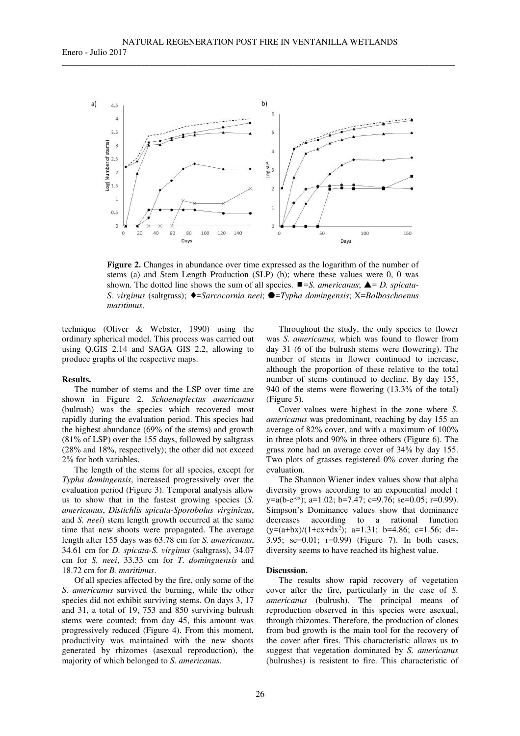**Figure 2.** Changes in abundance over time expressed as the logarithm of the number of stems (a) and Stem Length Production (SLP) (b); where these values were 0, 0 was shown. The dotted line shows the sum of all species. ■=*S. americanus*; ▲= *D. spicata-S. virginus* (saltgrass); ♦=*Sarcocornia neei*; ●=*Typha domingensis*; X=*Bolboschoenus maritimus*.

technique (Oliver & Webster, 1990) using the ordinary spherical model. This process was carried out using Q.GIS 2.14 and SAGA GIS 2.2, allowing to produce graphs of the respective maps.

**Results.**

The number of stems and the LSP over time are shown in Figure 2. *Schoenoplectus americanus* (bulrush) was the species which recovered most rapidly during the evaluation period. This species had the highest abundance (69% of the stems) and growth (81% of LSP) over the 155 days, followed by saltgrass (28% and 18%, respectively); the other did not exceed 2% for both variables.

The length of the stems for all species, except for *Typha domingensis*, increased progressively over the evaluation period (Figure 3). Temporal analysis allow us to show that in the fastest growing species (*S. americanus*, *Distichlis spicata-Sporobolus virginicus*, and *S. neei*) stem length growth occurred at the same time that new shoots were propagated. The average length after 155 days was 63.78 cm for *S. americanus*, 34.61 cm for *D. spicata-S. virginus* (saltgrass), 34.07 cm for *S. neei*, 33.33 cm for *T. dominguensis* and 18.72 cm for *B. maritimus*.

Of all species affected by the fire, only some of the *S. americanus* survived the burning, while the other species did not exhibit surviving stems. On days 3, 17 and 31, a total of 19, 753 and 850 surviving bulrush stems were counted; from day 45, this amount was progressively reduced (Figure 4). From this moment, productivity was maintained with the new shoots generated by rhizomes (asexual reproduction), the majority of which belonged to *S. americanus*.

Throughout the study, the only species to flower was *S. americanus,* which was found to flower from day 31 (6 of the bulrush stems were flowering). The number of stems in flower continued to increase, although the proportion of these relative to the total number of stems continued to decline. By day 155, 940 of the stems were flowering (13.3% of the total) (Figure 5).

Cover values were highest in the zone where *S. americanus* was predominant, reaching by day 155 an average of 82% cover, and with a maximum of 100% in three plots and 90% in three others (Figure 6). The grass zone had an average cover of 34% by day 155. Two plots of grasses registered 0% cover during the evaluation.

The Shannon Wiener index values show that alpha diversity grows according to an exponential model ( $y=a(b-e^{-cx})$; a=1.02; b=7.47; c=9.76; se=0.05; r=0.99). Simpson's Dominance values show that dominance decreases according to a rational function ($y=(a+bx)/(1+cx+dx^2)$; a=1.31; b=4.86; c=1.56; d=-3.95; se=0.01; r=0.99) (Figure 7). In both cases, diversity seems to have reached its highest value.

**Discussion.**

The results show rapid recovery of vegetation cover after the fire, particularly in the case of *S. americanus* (bulrush). The principal means of reproduction observed in this species were asexual, through rhizomes. Therefore, the production of clones from bud growth is the main tool for the recovery of the cover after fires. This characteristic allows us to suggest that vegetation dominated by *S. americanus* (bulrushes) is resistent to fire. This characteristic of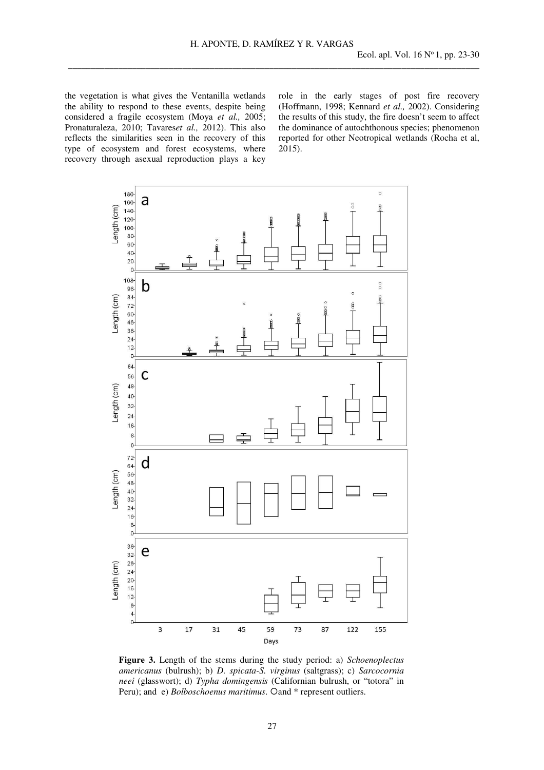the vegetation is what gives the Ventanilla wetlands the ability to respond to these events, despite being considered a fragile ecosystem (Moya *et al.,* 2005; Pronaturaleza, 2010; Tavares*et al.,* 2012). This also reflects the similarities seen in the recovery of this type of ecosystem and forest ecosystems, where recovery through asexual reproduction plays a key role in the early stages of post fire recovery (Hoffmann, 1998; Kennard *et al.,* 2002). Considering the results of this study, the fire doesn't seem to affect the dominance of autochthonous species; phenomenon reported for other Neotropical wetlands (Rocha et al, 2015).

**Figure 3.** Length of the stems during the study period: a) *Schoenoplectus americanus* (bulrush); b) *D. spicata-S. virginus* (saltgrass); c) *Sarcocornia neei* (glasswort); d) *Typha domingensis* (Californian bulrush, or "totora" in Peru); and e) *Bolboschoenus maritimus*. ○and * represent outliers.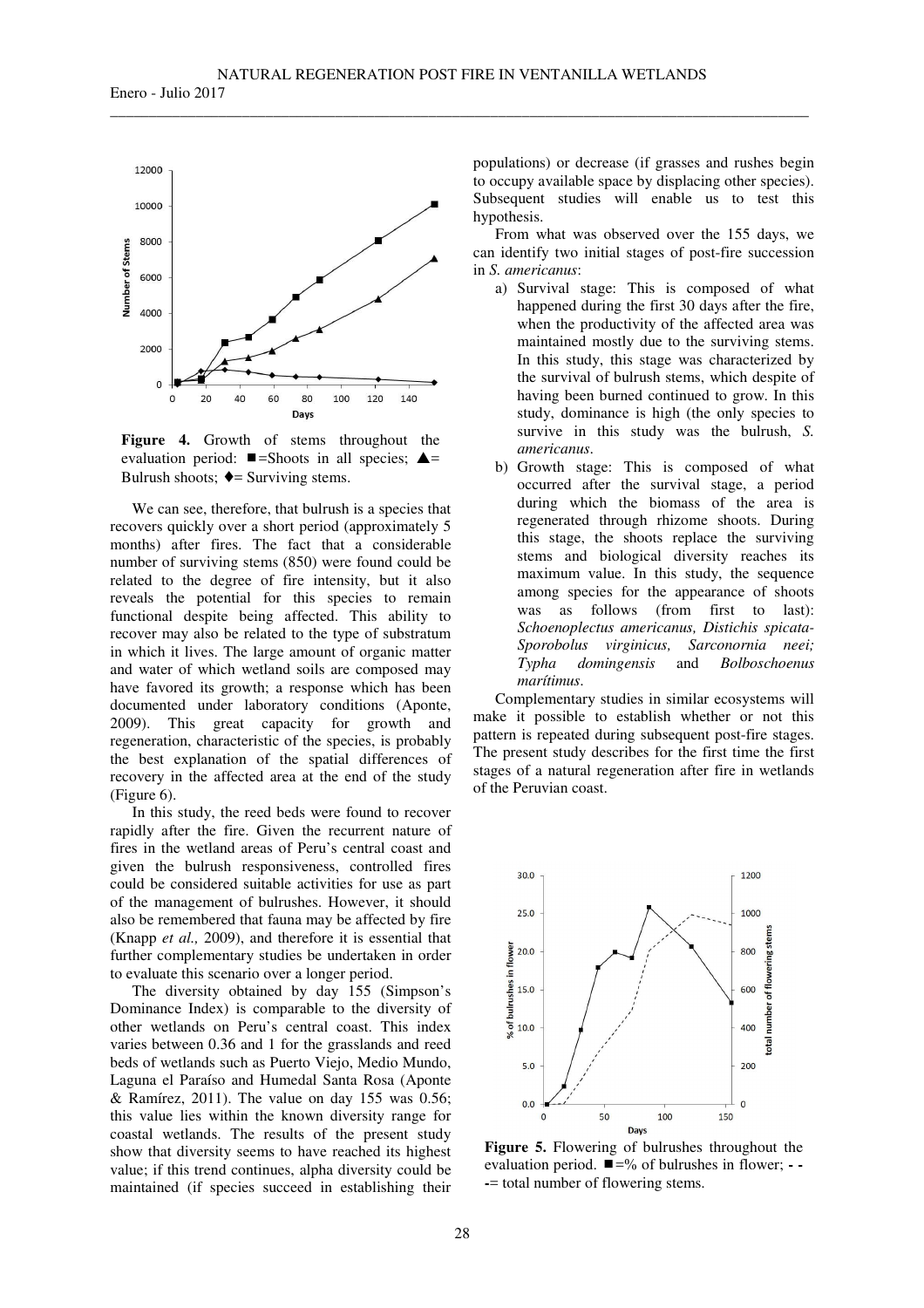**Figure 4.** Growth of stems throughout the evaluation period: ■=Shoots in all species; ▲= Bulrush shoots; ♦= Surviving stems.

We can see, therefore, that bulrush is a species that recovers quickly over a short period (approximately 5 months) after fires. The fact that a considerable number of surviving stems (850) were found could be related to the degree of fire intensity, but it also reveals the potential for this species to remain functional despite being affected. This ability to recover may also be related to the type of substratum in which it lives. The large amount of organic matter and water of which wetland soils are composed may have favored its growth; a response which has been documented under laboratory conditions (Aponte, 2009). This great capacity for growth and regeneration, characteristic of the species, is probably the best explanation of the spatial differences of recovery in the affected area at the end of the study (Figure 6).

In this study, the reed beds were found to recover rapidly after the fire. Given the recurrent nature of fires in the wetland areas of Peru's central coast and given the bulrush responsiveness, controlled fires could be considered suitable activities for use as part of the management of bulrushes. However, it should also be remembered that fauna may be affected by fire (Knapp *et al.,* 2009), and therefore it is essential that further complementary studies be undertaken in order to evaluate this scenario over a longer period.

The diversity obtained by day 155 (Simpson's Dominance Index) is comparable to the diversity of other wetlands on Peru's central coast. This index varies between 0.36 and 1 for the grasslands and reed beds of wetlands such as Puerto Viejo, Medio Mundo, Laguna el Paraíso and Humedal Santa Rosa (Aponte & Ramírez, 2011). The value on day 155 was 0.56; this value lies within the known diversity range for coastal wetlands. The results of the present study show that diversity seems to have reached its highest value; if this trend continues, alpha diversity could be maintained (if species succeed in establishing their populations) or decrease (if grasses and rushes begin to occupy available space by displacing other species). Subsequent studies will enable us to test this hypothesis.

From what was observed over the 155 days, we can identify two initial stages of post-fire succession in *S. americanus*:

a) Survival stage: This is composed of what happened during the first 30 days after the fire, when the productivity of the affected area was maintained mostly due to the surviving stems. In this study, this stage was characterized by the survival of bulrush stems, which despite of having been burned continued to grow. In this study, dominance is high (the only species to survive in this study was the bulrush, *S. americanus*.
b) Growth stage: This is composed of what occurred after the survival stage, a period during which the biomass of the area is regenerated through rhizome shoots. During this stage, the shoots replace the surviving stems and biological diversity reaches its maximum value. In this study, the sequence among species for the appearance of shoots was as follows (from first to last): *Schoenoplectus americanus, Distichis spicata-Sporobolus virginicus, Sarconornia neei; Typha domingensis* and *Bolboschoenus marítimus*.

Complementary studies in similar ecosystems will make it possible to establish whether or not this pattern is repeated during subsequent post-fire stages. The present study describes for the first time the first stages of a natural regeneration after fire in wetlands of the Peruvian coast.

**Figure 5.** Flowering of bulrushes throughout the evaluation period. ■=% of bulrushes in flower; - - -= total number of flowering stems.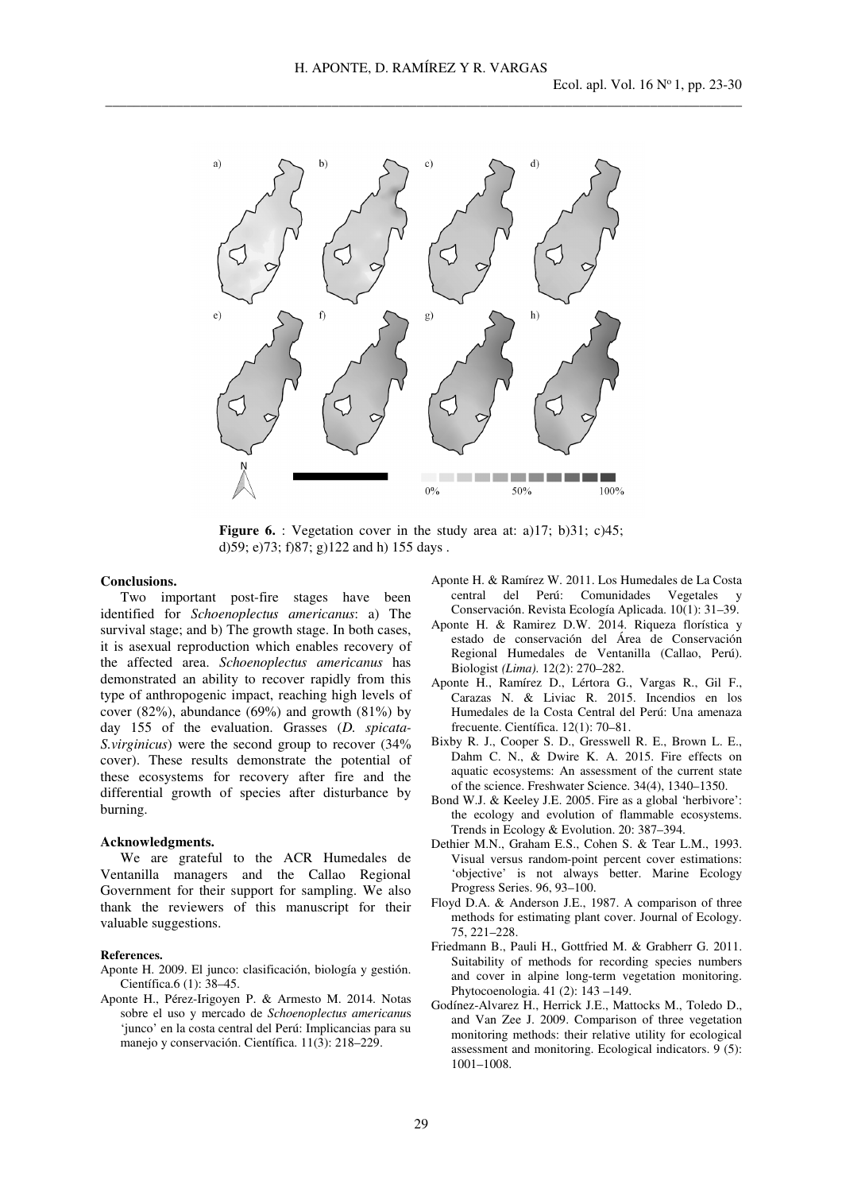**Figure 6.** : Vegetation cover in the study area at: a)17; b)31; c)45; d)59; e)73; f)87; g)122 and h) 155 days .

### Conclusions.

Two important post-fire stages have been identified for *Schoenoplectus americanus*: a) The survival stage; and b) The growth stage. In both cases, it is asexual reproduction which enables recovery of the affected area. *Schoenoplectus americanus* has demonstrated an ability to recover rapidly from this type of anthropogenic impact, reaching high levels of cover (82%), abundance (69%) and growth (81%) by day 155 of the evaluation. Grasses (*D. spicata-S.virginicus*) were the second group to recover (34% cover). These results demonstrate the potential of these ecosystems for recovery after fire and the differential growth of species after disturbance by burning.

### Acknowledgments.

We are grateful to the ACR Humedales de Ventanilla managers and the Callao Regional Government for their support for sampling. We also thank the reviewers of this manuscript for their valuable suggestions.

### References.

Aponte H. 2009. El junco: clasificación, biología y gestión. Científica.6 (1): 38–45.

Aponte H., Pérez-Irigoyen P. & Armesto M. 2014. Notas sobre el uso y mercado de *Schoenoplectus americanus* 'junco' en la costa central del Perú: Implicancias para su manejo y conservación. Científica. 11(3): 218–229.

Aponte H. & Ramírez W. 2011. Los Humedales de La Costa central del Perú: Comunidades Vegetales y Conservación. Revista Ecología Aplicada. 10(1): 31–39.

Aponte H. & Ramirez D.W. 2014. Riqueza florística y estado de conservación del Área de Conservación Regional Humedales de Ventanilla (Callao, Perú). Biologist *(Lima)*. 12(2): 270–282.

Aponte H., Ramírez D., Lértora G., Vargas R., Gil F., Carazas N. & Liviac R. 2015. Incendios en los Humedales de la Costa Central del Perú: Una amenaza frecuente. Científica. 12(1): 70–81.

Bixby R. J., Cooper S. D., Gresswell R. E., Brown L. E., Dahm C. N., & Dwire K. A. 2015. Fire effects on aquatic ecosystems: An assessment of the current state of the science. Freshwater Science. 34(4), 1340–1350.

Bond W.J. & Keeley J.E. 2005. Fire as a global 'herbivore': the ecology and evolution of flammable ecosystems. Trends in Ecology & Evolution. 20: 387–394.

Dethier M.N., Graham E.S., Cohen S. & Tear L.M., 1993. Visual versus random-point percent cover estimations: 'objective' is not always better. Marine Ecology Progress Series. 96, 93–100.

Floyd D.A. & Anderson J.E., 1987. A comparison of three methods for estimating plant cover. Journal of Ecology. 75, 221–228.

Friedmann B., Pauli H., Gottfried M. & Grabherr G. 2011. Suitability of methods for recording species numbers and cover in alpine long-term vegetation monitoring. Phytocoenologia. 41 (2): 143 –149.

Godínez-Alvarez H., Herrick J.E., Mattocks M., Toledo D., and Van Zee J. 2009. Comparison of three vegetation monitoring methods: their relative utility for ecological assessment and monitoring. Ecological indicators. 9 (5): 1001–1008.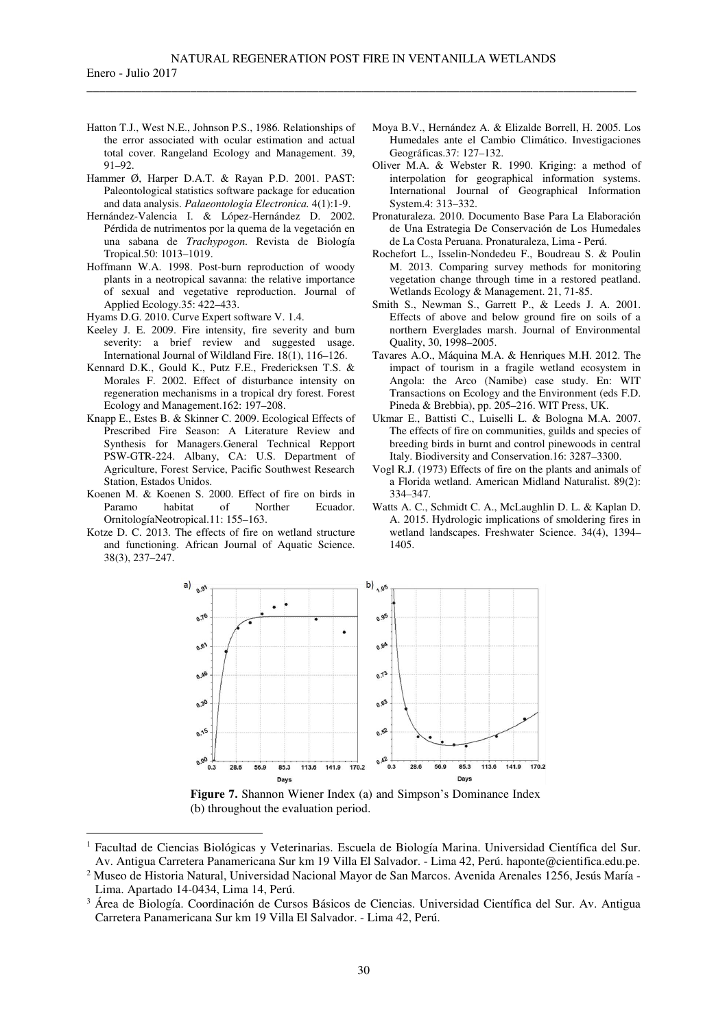Hatton T.J., West N.E., Johnson P.S., 1986. Relationships of the error associated with ocular estimation and actual total cover. Rangeland Ecology and Management. 39, 91–92.

Hammer Ø, Harper D.A.T. & Rayan P.D. 2001. PAST: Paleontological statistics software package for education and data analysis. *Palaeontologia Electronica.* 4(1):1-9.

Hernández-Valencia I. & López-Hernández D. 2002. Pérdida de nutrimentos por la quema de la vegetación en una sabana de *Trachypogon*. Revista de Biología Tropical.50: 1013–1019.

Hoffmann W.A. 1998. Post-burn reproduction of woody plants in a neotropical savanna: the relative importance of sexual and vegetative reproduction. Journal of Applied Ecology.35: 422–433.

Hyams D.G. 2010. Curve Expert software V. 1.4.

Keeley J. E. 2009. Fire intensity, fire severity and burn severity: a brief review and suggested usage. International Journal of Wildland Fire. 18(1), 116–126.

Kennard D.K., Gould K., Putz F.E., Fredericksen T.S. & Morales F. 2002. Effect of disturbance intensity on regeneration mechanisms in a tropical dry forest. Forest Ecology and Management.162: 197–208.

Knapp E., Estes B. & Skinner C. 2009. Ecological Effects of Prescribed Fire Season: A Literature Review and Synthesis for Managers.General Technical Repport PSW-GTR-224. Albany, CA: U.S. Department of Agriculture, Forest Service, Pacific Southwest Research Station, Estados Unidos.

Koenen M. & Koenen S. 2000. Effect of fire on birds in Paramo habitat of Norther Ecuador. OrnitologíaNeotropical.11: 155–163.

Kotze D. C. 2013. The effects of fire on wetland structure and functioning. African Journal of Aquatic Science. 38(3), 237–247.

Moya B.V., Hernández A. & Elizalde Borrell, H. 2005. Los Humedales ante el Cambio Climático. Investigaciones Geográficas.37: 127–132.

Oliver M.A. & Webster R. 1990. Kriging: a method of interpolation for geographical information systems. International Journal of Geographical Information System.4: 313–332.

Pronaturaleza. 2010. Documento Base Para La Elaboración de Una Estrategia De Conservación de Los Humedales de La Costa Peruana. Pronaturaleza, Lima - Perú.

Rochefort L., Isselin-Nondedeu F., Boudreau S. & Poulin M. 2013. Comparing survey methods for monitoring vegetation change through time in a restored peatland. Wetlands Ecology & Management. 21, 71-85.

Smith S., Newman S., Garrett P., & Leeds J. A. 2001. Effects of above and below ground fire on soils of a northern Everglades marsh. Journal of Environmental Quality, 30, 1998–2005.

Tavares A.O., Máquina M.A. & Henriques M.H. 2012. The impact of tourism in a fragile wetland ecosystem in Angola: the Arco (Namibe) case study. En: WIT Transactions on Ecology and the Environment (eds F.D. Pineda & Brebbia), pp. 205–216. WIT Press, UK.

Ukmar E., Battisti C., Luiselli L. & Bologna M.A. 2007. The effects of fire on communities, guilds and species of breeding birds in burnt and control pinewoods in central Italy. Biodiversity and Conservation.16: 3287–3300.

Vogl R.J. (1973) Effects of fire on the plants and animals of a Florida wetland. American Midland Naturalist. 89(2): 334–347.

Watts A. C., Schmidt C. A., McLaughlin D. L. & Kaplan D. A. 2015. Hydrologic implications of smoldering fires in wetland landscapes. Freshwater Science. 34(4), 1394–1405.

a)

0.91
0.76
0.61
0.46
0.30
0.15
0.00

0.3 28.6 56.9 85.3 113.6 141.9 170.2

Days

b)

1.05
0.95
0.84
0.73
0.63
0.52
0.42

0.3 28.6 56.9 85.3 113.6 141.9 170.2

Days

**Figure 7.** Shannon Wiener Index (a) and Simpson's Dominance Index (b) throughout the evaluation period.

[1] Facultad de Ciencias Biológicas y Veterinarias. Escuela de Biología Marina. Universidad Científica del Sur. Av. Antigua Carretera Panamericana Sur km 19 Villa El Salvador. - Lima 42, Perú. haponte@cientifica.edu.pe.

[2] Museo de Historia Natural, Universidad Nacional Mayor de San Marcos. Avenida Arenales 1256, Jesús María - Lima. Apartado 14-0434, Lima 14, Perú.

[3] Área de Biología. Coordinación de Cursos Básicos de Ciencias. Universidad Científica del Sur. Av. Antigua Carretera Panamericana Sur km 19 Villa El Salvador. - Lima 42, Perú.